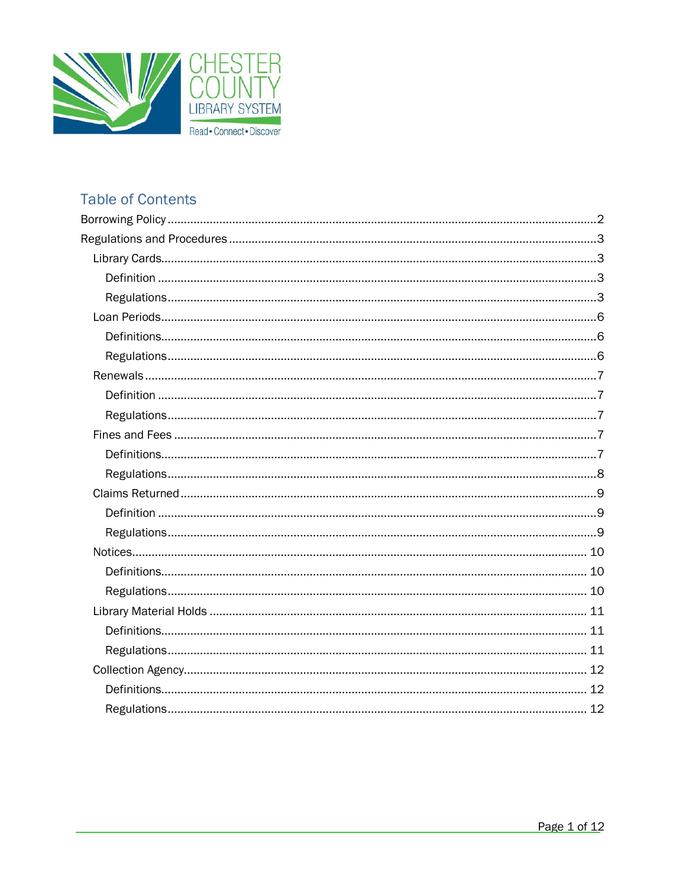CHESTER COUNTY LIBRARY SYSTEM

Read • Connect • Discover

## Table of Contents

- Borrowing Policy ..... 2
- Regulations and Procedures ..... 3
  - Library Cards ..... 3
    - Definition ..... 3
    - Regulations ..... 3
  - Loan Periods ..... 6
    - Definitions ..... 6
    - Regulations ..... 6
  - Renewals ..... 7
    - Definition ..... 7
    - Regulations ..... 7
  - Fines and Fees ..... 7
    - Definitions ..... 7
    - Regulations ..... 8
  - Claims Returned ..... 9
    - Definition ..... 9
    - Regulations ..... 9
  - Notices ..... 10
    - Definitions ..... 10
    - Regulations ..... 10
  - Library Material Holds ..... 11
    - Definitions ..... 11
    - Regulations ..... 11
  - Collection Agency ..... 12
    - Definitions ..... 12
    - Regulations ..... 12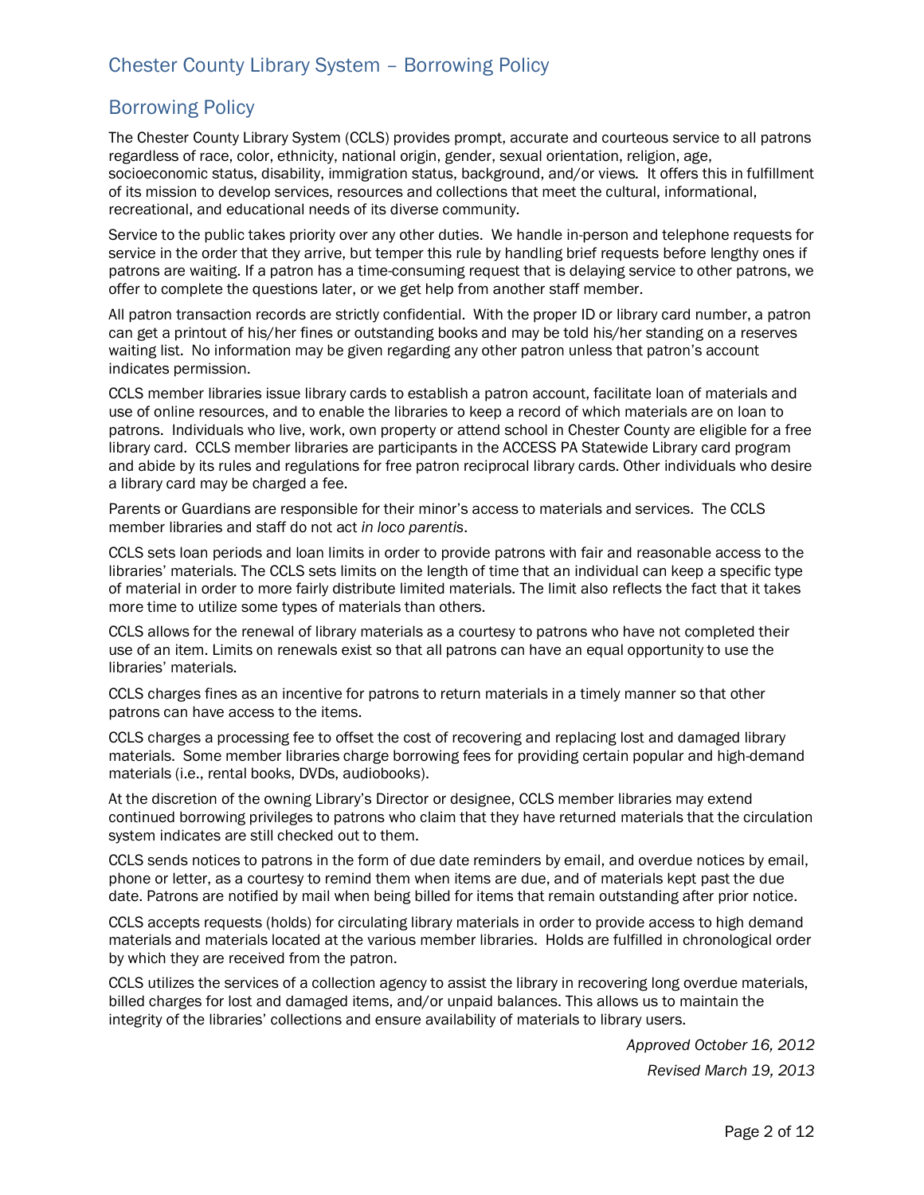## Borrowing Policy

The Chester County Library System (CCLS) provides prompt, accurate and courteous service to all patrons regardless of race, color, ethnicity, national origin, gender, sexual orientation, religion, age, socioeconomic status, disability, immigration status, background, and/or views. It offers this in fulfillment of its mission to develop services, resources and collections that meet the cultural, informational, recreational, and educational needs of its diverse community.

Service to the public takes priority over any other duties. We handle in-person and telephone requests for service in the order that they arrive, but temper this rule by handling brief requests before lengthy ones if patrons are waiting. If a patron has a time-consuming request that is delaying service to other patrons, we offer to complete the questions later, or we get help from another staff member.

All patron transaction records are strictly confidential. With the proper ID or library card number, a patron can get a printout of his/her fines or outstanding books and may be told his/her standing on a reserves waiting list. No information may be given regarding any other patron unless that patron's account indicates permission.

CCLS member libraries issue library cards to establish a patron account, facilitate loan of materials and use of online resources, and to enable the libraries to keep a record of which materials are on loan to patrons. Individuals who live, work, own property or attend school in Chester County are eligible for a free library card. CCLS member libraries are participants in the ACCESS PA Statewide Library card program and abide by its rules and regulations for free patron reciprocal library cards. Other individuals who desire a library card may be charged a fee.

Parents or Guardians are responsible for their minor's access to materials and services. The CCLS member libraries and staff do not act *in loco parentis*.

CCLS sets loan periods and loan limits in order to provide patrons with fair and reasonable access to the libraries' materials. The CCLS sets limits on the length of time that an individual can keep a specific type of material in order to more fairly distribute limited materials. The limit also reflects the fact that it takes more time to utilize some types of materials than others.

CCLS allows for the renewal of library materials as a courtesy to patrons who have not completed their use of an item. Limits on renewals exist so that all patrons can have an equal opportunity to use the libraries' materials.

CCLS charges fines as an incentive for patrons to return materials in a timely manner so that other patrons can have access to the items.

CCLS charges a processing fee to offset the cost of recovering and replacing lost and damaged library materials. Some member libraries charge borrowing fees for providing certain popular and high-demand materials (i.e., rental books, DVDs, audiobooks).

At the discretion of the owning Library's Director or designee, CCLS member libraries may extend continued borrowing privileges to patrons who claim that they have returned materials that the circulation system indicates are still checked out to them.

CCLS sends notices to patrons in the form of due date reminders by email, and overdue notices by email, phone or letter, as a courtesy to remind them when items are due, and of materials kept past the due date. Patrons are notified by mail when being billed for items that remain outstanding after prior notice.

CCLS accepts requests (holds) for circulating library materials in order to provide access to high demand materials and materials located at the various member libraries. Holds are fulfilled in chronological order by which they are received from the patron.

CCLS utilizes the services of a collection agency to assist the library in recovering long overdue materials, billed charges for lost and damaged items, and/or unpaid balances. This allows us to maintain the integrity of the libraries' collections and ensure availability of materials to library users.

*Approved October 16, 2012*

*Revised March 19, 2013*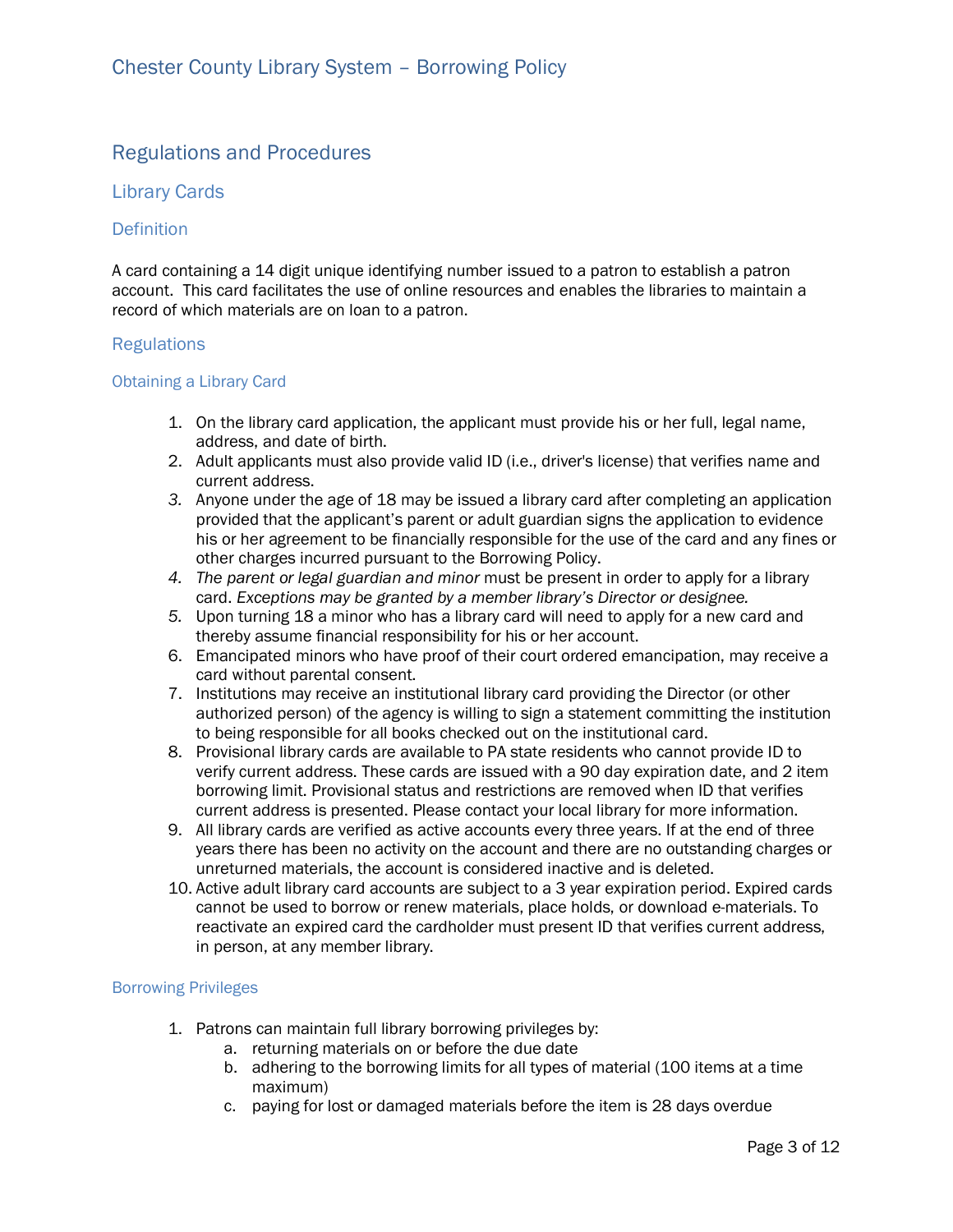## Regulations and Procedures

### Library Cards

#### Definition

A card containing a 14 digit unique identifying number issued to a patron to establish a patron account. This card facilitates the use of online resources and enables the libraries to maintain a record of which materials are on loan to a patron.

#### Regulations

##### Obtaining a Library Card

1. On the library card application, the applicant must provide his or her full, legal name, address, and date of birth.
2. Adult applicants must also provide valid ID (i.e., driver's license) that verifies name and current address.
3. Anyone under the age of 18 may be issued a library card after completing an application provided that the applicant's parent or adult guardian signs the application to evidence his or her agreement to be financially responsible for the use of the card and any fines or other charges incurred pursuant to the Borrowing Policy.
4. *The parent or legal guardian and minor* must be present in order to apply for a library card. *Exceptions may be granted by a member library's Director or designee.*
5. Upon turning 18 a minor who has a library card will need to apply for a new card and thereby assume financial responsibility for his or her account.
6. Emancipated minors who have proof of their court ordered emancipation, may receive a card without parental consent.
7. Institutions may receive an institutional library card providing the Director (or other authorized person) of the agency is willing to sign a statement committing the institution to being responsible for all books checked out on the institutional card.
8. Provisional library cards are available to PA state residents who cannot provide ID to verify current address. These cards are issued with a 90 day expiration date, and 2 item borrowing limit. Provisional status and restrictions are removed when ID that verifies current address is presented. Please contact your local library for more information.
9. All library cards are verified as active accounts every three years. If at the end of three years there has been no activity on the account and there are no outstanding charges or unreturned materials, the account is considered inactive and is deleted.
10. Active adult library card accounts are subject to a 3 year expiration period. Expired cards cannot be used to borrow or renew materials, place holds, or download e-materials. To reactivate an expired card the cardholder must present ID that verifies current address, in person, at any member library.

##### Borrowing Privileges

1. Patrons can maintain full library borrowing privileges by:
   a. returning materials on or before the due date
   b. adhering to the borrowing limits for all types of material (100 items at a time maximum)
   c. paying for lost or damaged materials before the item is 28 days overdue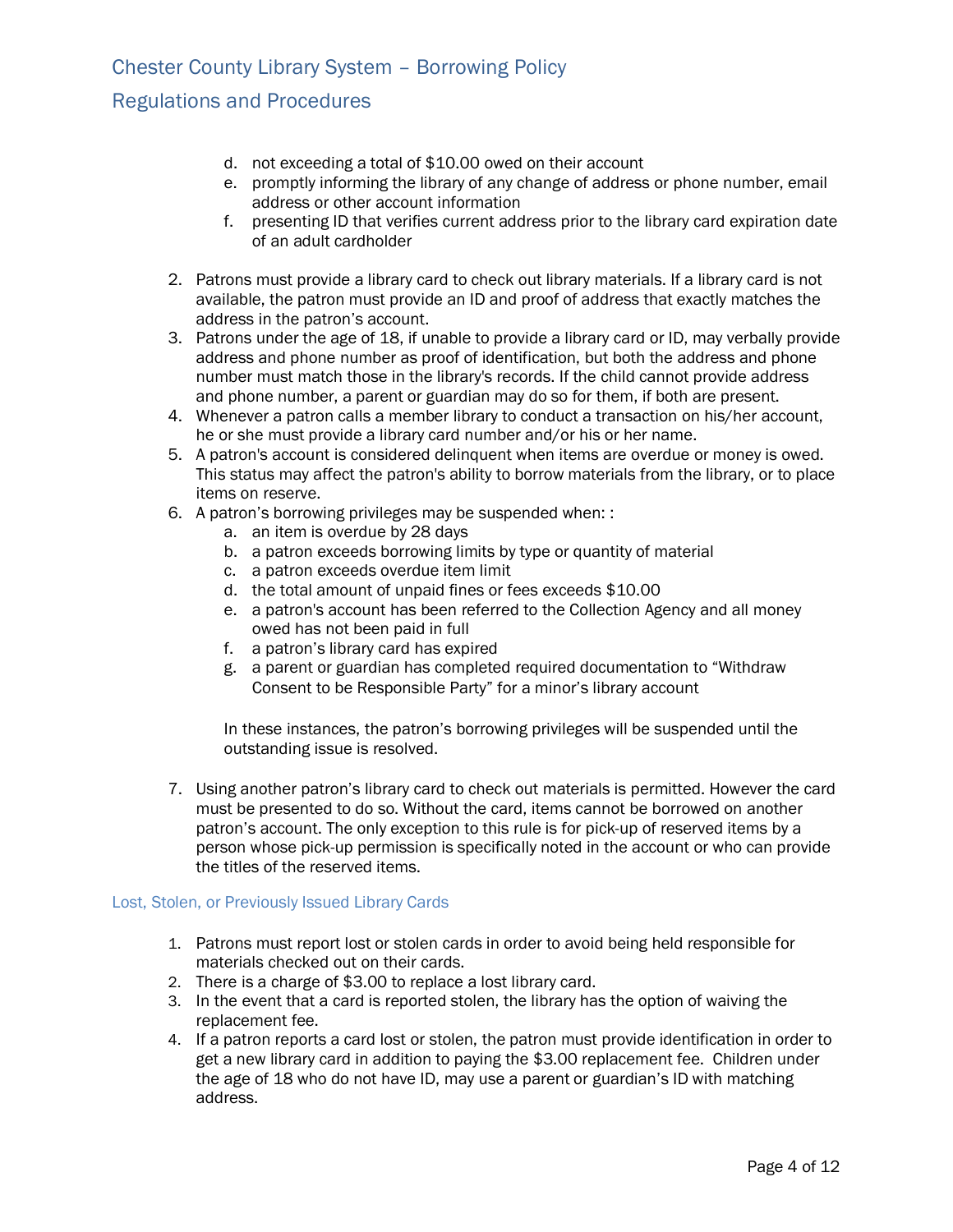d. not exceeding a total of $10.00 owed on their account
   e. promptly informing the library of any change of address or phone number, email address or other account information
   f. presenting ID that verifies current address prior to the library card expiration date of an adult cardholder

2. Patrons must provide a library card to check out library materials. If a library card is not available, the patron must provide an ID and proof of address that exactly matches the address in the patron's account.
3. Patrons under the age of 18, if unable to provide a library card or ID, may verbally provide address and phone number as proof of identification, but both the address and phone number must match those in the library's records. If the child cannot provide address and phone number, a parent or guardian may do so for them, if both are present.
4. Whenever a patron calls a member library to conduct a transaction on his/her account, he or she must provide a library card number and/or his or her name.
5. A patron's account is considered delinquent when items are overdue or money is owed. This status may affect the patron's ability to borrow materials from the library, or to place items on reserve.
6. A patron's borrowing privileges may be suspended when: :
   a. an item is overdue by 28 days
   b. a patron exceeds borrowing limits by type or quantity of material
   c. a patron exceeds overdue item limit
   d. the total amount of unpaid fines or fees exceeds $10.00
   e. a patron's account has been referred to the Collection Agency and all money owed has not been paid in full
   f. a patron's library card has expired
   g. a parent or guardian has completed required documentation to "Withdraw Consent to be Responsible Party" for a minor's library account

   In these instances, the patron's borrowing privileges will be suspended until the outstanding issue is resolved.

7. Using another patron's library card to check out materials is permitted. However the card must be presented to do so. Without the card, items cannot be borrowed on another patron's account. The only exception to this rule is for pick-up of reserved items by a person whose pick-up permission is specifically noted in the account or who can provide the titles of the reserved items.

### Lost, Stolen, or Previously Issued Library Cards

1. Patrons must report lost or stolen cards in order to avoid being held responsible for materials checked out on their cards.
2. There is a charge of $3.00 to replace a lost library card.
3. In the event that a card is reported stolen, the library has the option of waiving the replacement fee.
4. If a patron reports a card lost or stolen, the patron must provide identification in order to get a new library card in addition to paying the $3.00 replacement fee. Children under the age of 18 who do not have ID, may use a parent or guardian's ID with matching address.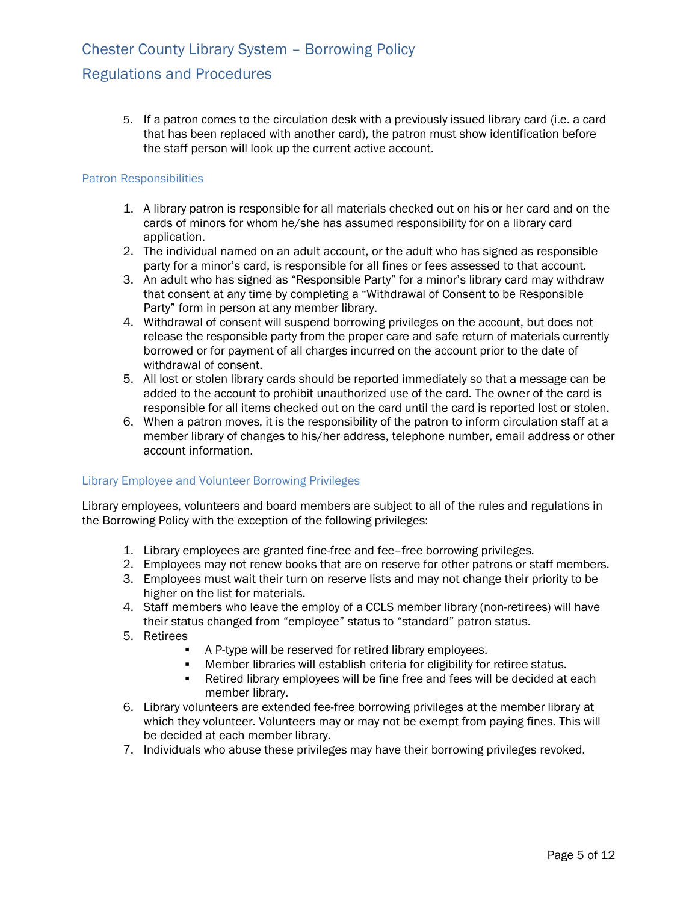5. If a patron comes to the circulation desk with a previously issued library card (i.e. a card that has been replaced with another card), the patron must show identification before the staff person will look up the current active account.

### Patron Responsibilities

1. A library patron is responsible for all materials checked out on his or her card and on the cards of minors for whom he/she has assumed responsibility for on a library card application.
2. The individual named on an adult account, or the adult who has signed as responsible party for a minor's card, is responsible for all fines or fees assessed to that account.
3. An adult who has signed as "Responsible Party" for a minor's library card may withdraw that consent at any time by completing a "Withdrawal of Consent to be Responsible Party" form in person at any member library.
4. Withdrawal of consent will suspend borrowing privileges on the account, but does not release the responsible party from the proper care and safe return of materials currently borrowed or for payment of all charges incurred on the account prior to the date of withdrawal of consent.
5. All lost or stolen library cards should be reported immediately so that a message can be added to the account to prohibit unauthorized use of the card. The owner of the card is responsible for all items checked out on the card until the card is reported lost or stolen.
6. When a patron moves, it is the responsibility of the patron to inform circulation staff at a member library of changes to his/her address, telephone number, email address or other account information.

### Library Employee and Volunteer Borrowing Privileges

Library employees, volunteers and board members are subject to all of the rules and regulations in the Borrowing Policy with the exception of the following privileges:

1. Library employees are granted fine-free and fee–free borrowing privileges.
2. Employees may not renew books that are on reserve for other patrons or staff members.
3. Employees must wait their turn on reserve lists and may not change their priority to be higher on the list for materials.
4. Staff members who leave the employ of a CCLS member library (non-retirees) will have their status changed from "employee" status to "standard" patron status.
5. Retirees
   - A P-type will be reserved for retired library employees.
   - Member libraries will establish criteria for eligibility for retiree status.
   - Retired library employees will be fine free and fees will be decided at each member library.
6. Library volunteers are extended fee-free borrowing privileges at the member library at which they volunteer. Volunteers may or may not be exempt from paying fines. This will be decided at each member library.
7. Individuals who abuse these privileges may have their borrowing privileges revoked.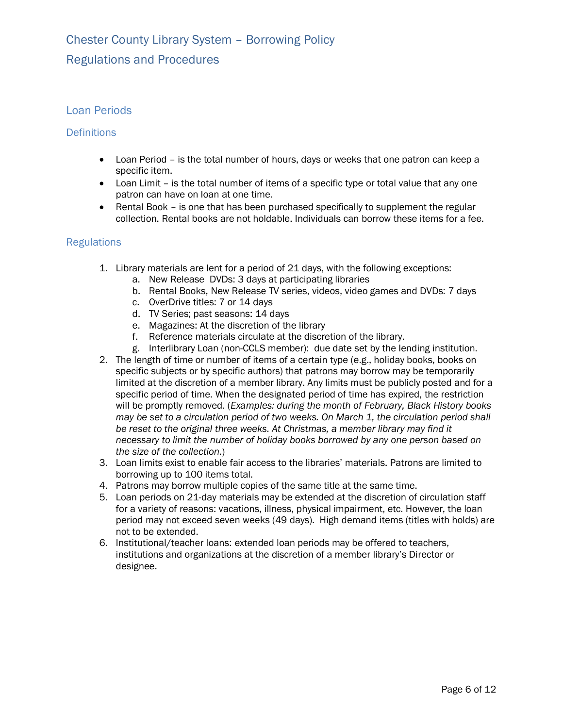# Chester County Library System – Borrowing Policy

## Regulations and Procedures

### Loan Periods

#### Definitions

- Loan Period – is the total number of hours, days or weeks that one patron can keep a specific item.
- Loan Limit – is the total number of items of a specific type or total value that any one patron can have on loan at one time.
- Rental Book – is one that has been purchased specifically to supplement the regular collection. Rental books are not holdable. Individuals can borrow these items for a fee.

#### Regulations

1. Library materials are lent for a period of 21 days, with the following exceptions:
    a. New Release DVDs: 3 days at participating libraries
    b. Rental Books, New Release TV series, videos, video games and DVDs: 7 days
    c. OverDrive titles: 7 or 14 days
    d. TV Series; past seasons: 14 days
    e. Magazines: At the discretion of the library
    f. Reference materials circulate at the discretion of the library.
    g. Interlibrary Loan (non-CCLS member): due date set by the lending institution.
2. The length of time or number of items of a certain type (e.g., holiday books, books on specific subjects or by specific authors) that patrons may borrow may be temporarily limited at the discretion of a member library. Any limits must be publicly posted and for a specific period of time. When the designated period of time has expired, the restriction will be promptly removed. (*Examples: during the month of February, Black History books may be set to a circulation period of two weeks. On March 1, the circulation period shall be reset to the original three weeks. At Christmas, a member library may find it necessary to limit the number of holiday books borrowed by any one person based on the size of the collection.*)
3. Loan limits exist to enable fair access to the libraries' materials. Patrons are limited to borrowing up to 100 items total.
4. Patrons may borrow multiple copies of the same title at the same time.
5. Loan periods on 21-day materials may be extended at the discretion of circulation staff for a variety of reasons: vacations, illness, physical impairment, etc. However, the loan period may not exceed seven weeks (49 days). High demand items (titles with holds) are not to be extended.
6. Institutional/teacher loans: extended loan periods may be offered to teachers, institutions and organizations at the discretion of a member library's Director or designee.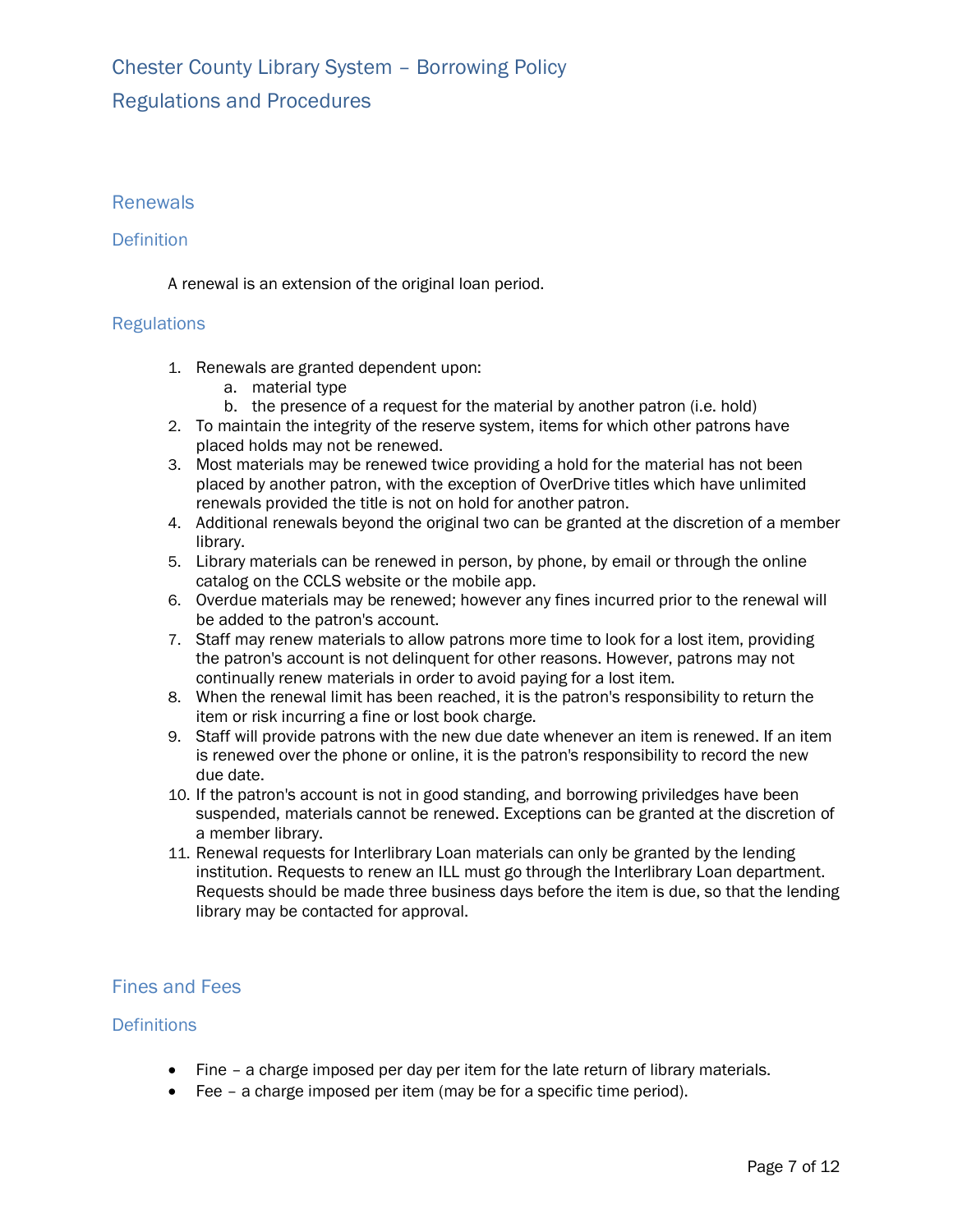## Renewals

### Definition

A renewal is an extension of the original loan period.

### Regulations

1. Renewals are granted dependent upon:
    a. material type
    b. the presence of a request for the material by another patron (i.e. hold)
2. To maintain the integrity of the reserve system, items for which other patrons have placed holds may not be renewed.
3. Most materials may be renewed twice providing a hold for the material has not been placed by another patron, with the exception of OverDrive titles which have unlimited renewals provided the title is not on hold for another patron.
4. Additional renewals beyond the original two can be granted at the discretion of a member library.
5. Library materials can be renewed in person, by phone, by email or through the online catalog on the CCLS website or the mobile app.
6. Overdue materials may be renewed; however any fines incurred prior to the renewal will be added to the patron's account.
7. Staff may renew materials to allow patrons more time to look for a lost item, providing the patron's account is not delinquent for other reasons. However, patrons may not continually renew materials in order to avoid paying for a lost item.
8. When the renewal limit has been reached, it is the patron's responsibility to return the item or risk incurring a fine or lost book charge.
9. Staff will provide patrons with the new due date whenever an item is renewed. If an item is renewed over the phone or online, it is the patron's responsibility to record the new due date.
10. If the patron's account is not in good standing, and borrowing priviledges have been suspended, materials cannot be renewed. Exceptions can be granted at the discretion of a member library.
11. Renewal requests for Interlibrary Loan materials can only be granted by the lending institution. Requests to renew an ILL must go through the Interlibrary Loan department. Requests should be made three business days before the item is due, so that the lending library may be contacted for approval.

## Fines and Fees

### Definitions

- Fine – a charge imposed per day per item for the late return of library materials.
- Fee – a charge imposed per item (may be for a specific time period).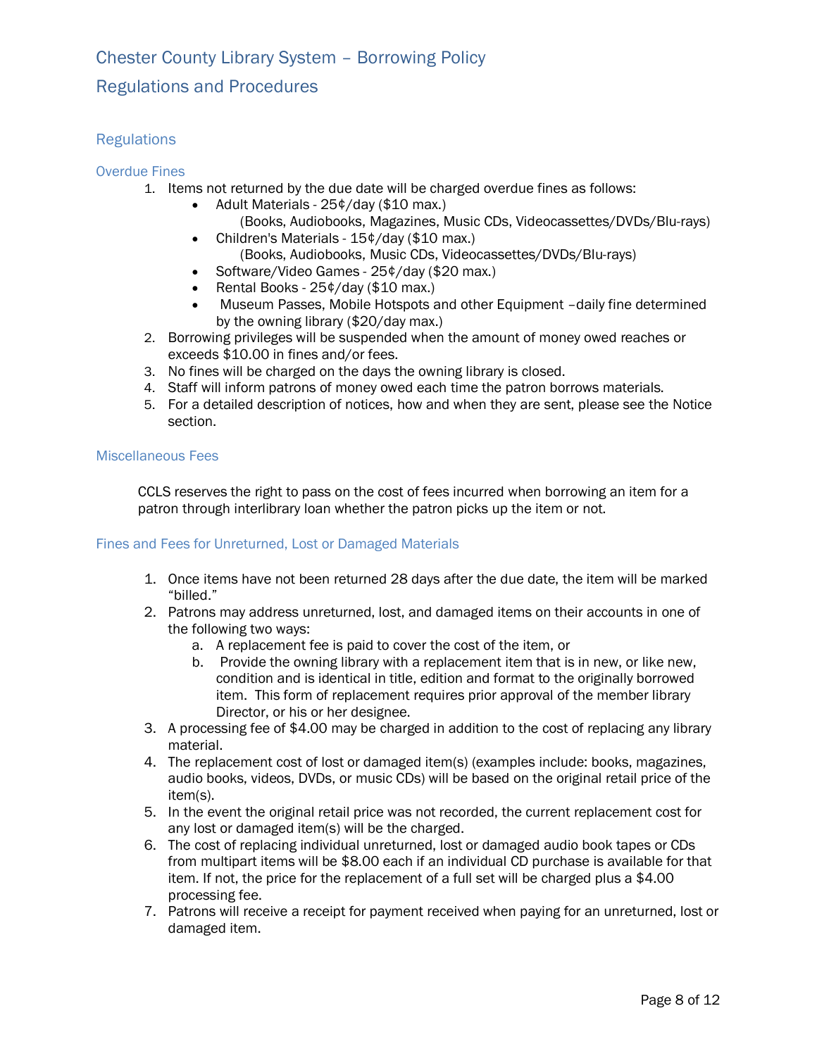# Chester County Library System – Borrowing Policy

## Regulations and Procedures

### Regulations

#### Overdue Fines

1. Items not returned by the due date will be charged overdue fines as follows:
   - Adult Materials - 25¢/day ($10 max.)
     (Books, Audiobooks, Magazines, Music CDs, Videocassettes/DVDs/Blu-rays)
   - Children's Materials - 15¢/day ($10 max.)
     (Books, Audiobooks, Music CDs, Videocassettes/DVDs/Blu-rays)
   - Software/Video Games - 25¢/day ($20 max.)
   - Rental Books - 25¢/day ($10 max.)
   - Museum Passes, Mobile Hotspots and other Equipment –daily fine determined by the owning library ($20/day max.)
2. Borrowing privileges will be suspended when the amount of money owed reaches or exceeds $10.00 in fines and/or fees.
3. No fines will be charged on the days the owning library is closed.
4. Staff will inform patrons of money owed each time the patron borrows materials.
5. For a detailed description of notices, how and when they are sent, please see the Notice section.

#### Miscellaneous Fees

CCLS reserves the right to pass on the cost of fees incurred when borrowing an item for a patron through interlibrary loan whether the patron picks up the item or not.

#### Fines and Fees for Unreturned, Lost or Damaged Materials

1. Once items have not been returned 28 days after the due date, the item will be marked "billed."
2. Patrons may address unreturned, lost, and damaged items on their accounts in one of the following two ways:
   a. A replacement fee is paid to cover the cost of the item, or
   b. Provide the owning library with a replacement item that is in new, or like new, condition and is identical in title, edition and format to the originally borrowed item. This form of replacement requires prior approval of the member library Director, or his or her designee.
3. A processing fee of $4.00 may be charged in addition to the cost of replacing any library material.
4. The replacement cost of lost or damaged item(s) (examples include: books, magazines, audio books, videos, DVDs, or music CDs) will be based on the original retail price of the item(s).
5. In the event the original retail price was not recorded, the current replacement cost for any lost or damaged item(s) will be the charged.
6. The cost of replacing individual unreturned, lost or damaged audio book tapes or CDs from multipart items will be $8.00 each if an individual CD purchase is available for that item. If not, the price for the replacement of a full set will be charged plus a $4.00 processing fee.
7. Patrons will receive a receipt for payment received when paying for an unreturned, lost or damaged item.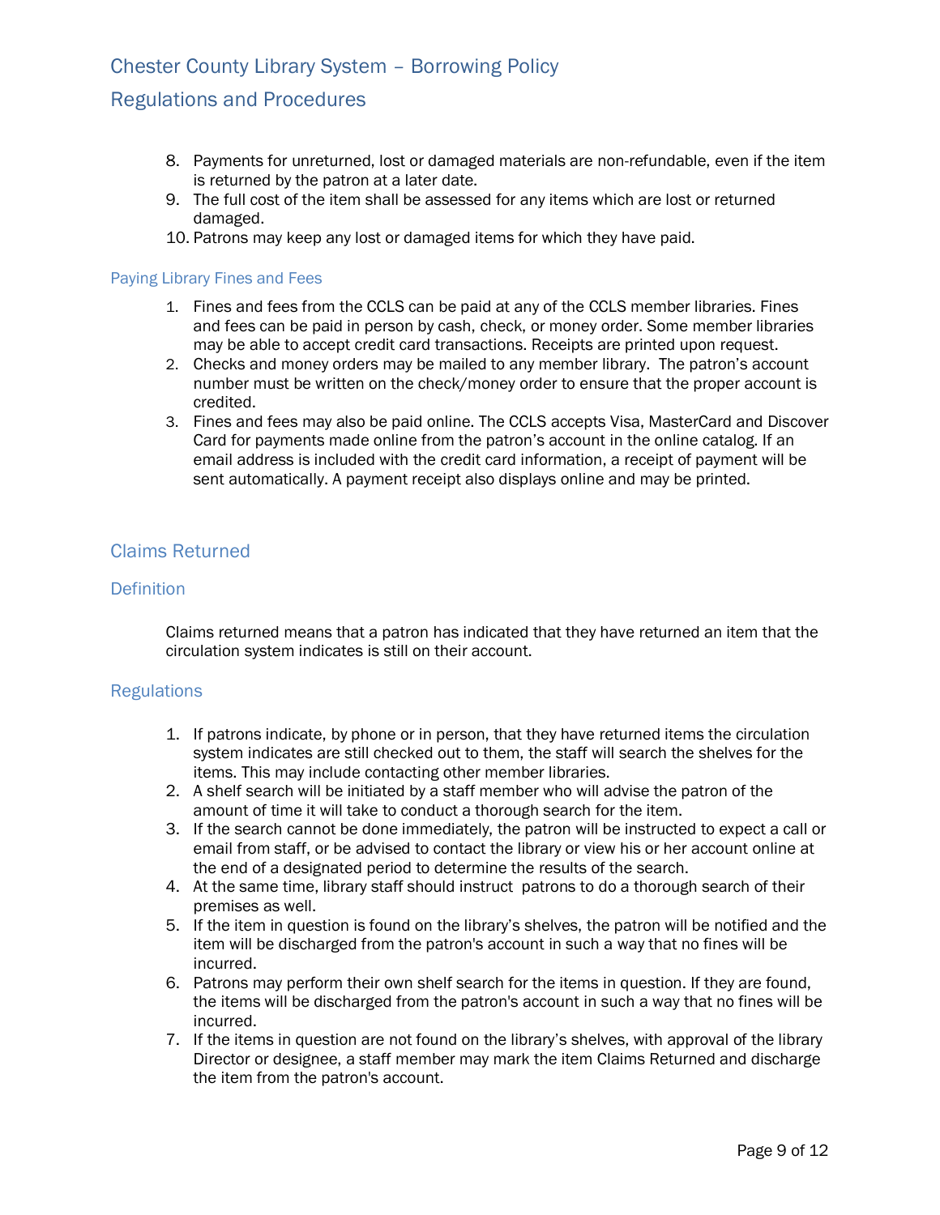8. Payments for unreturned, lost or damaged materials are non-refundable, even if the item is returned by the patron at a later date.
9. The full cost of the item shall be assessed for any items which are lost or returned damaged.
10. Patrons may keep any lost or damaged items for which they have paid.

### Paying Library Fines and Fees

1. Fines and fees from the CCLS can be paid at any of the CCLS member libraries. Fines and fees can be paid in person by cash, check, or money order. Some member libraries may be able to accept credit card transactions. Receipts are printed upon request.
2. Checks and money orders may be mailed to any member library. The patron's account number must be written on the check/money order to ensure that the proper account is credited.
3. Fines and fees may also be paid online. The CCLS accepts Visa, MasterCard and Discover Card for payments made online from the patron's account in the online catalog. If an email address is included with the credit card information, a receipt of payment will be sent automatically. A payment receipt also displays online and may be printed.

## Claims Returned

### Definition

Claims returned means that a patron has indicated that they have returned an item that the circulation system indicates is still on their account.

### Regulations

1. If patrons indicate, by phone or in person, that they have returned items the circulation system indicates are still checked out to them, the staff will search the shelves for the items. This may include contacting other member libraries.
2. A shelf search will be initiated by a staff member who will advise the patron of the amount of time it will take to conduct a thorough search for the item.
3. If the search cannot be done immediately, the patron will be instructed to expect a call or email from staff, or be advised to contact the library or view his or her account online at the end of a designated period to determine the results of the search.
4. At the same time, library staff should instruct patrons to do a thorough search of their premises as well.
5. If the item in question is found on the library's shelves, the patron will be notified and the item will be discharged from the patron's account in such a way that no fines will be incurred.
6. Patrons may perform their own shelf search for the items in question. If they are found, the items will be discharged from the patron's account in such a way that no fines will be incurred.
7. If the items in question are not found on the library's shelves, with approval of the library Director or designee, a staff member may mark the item Claims Returned and discharge the item from the patron's account.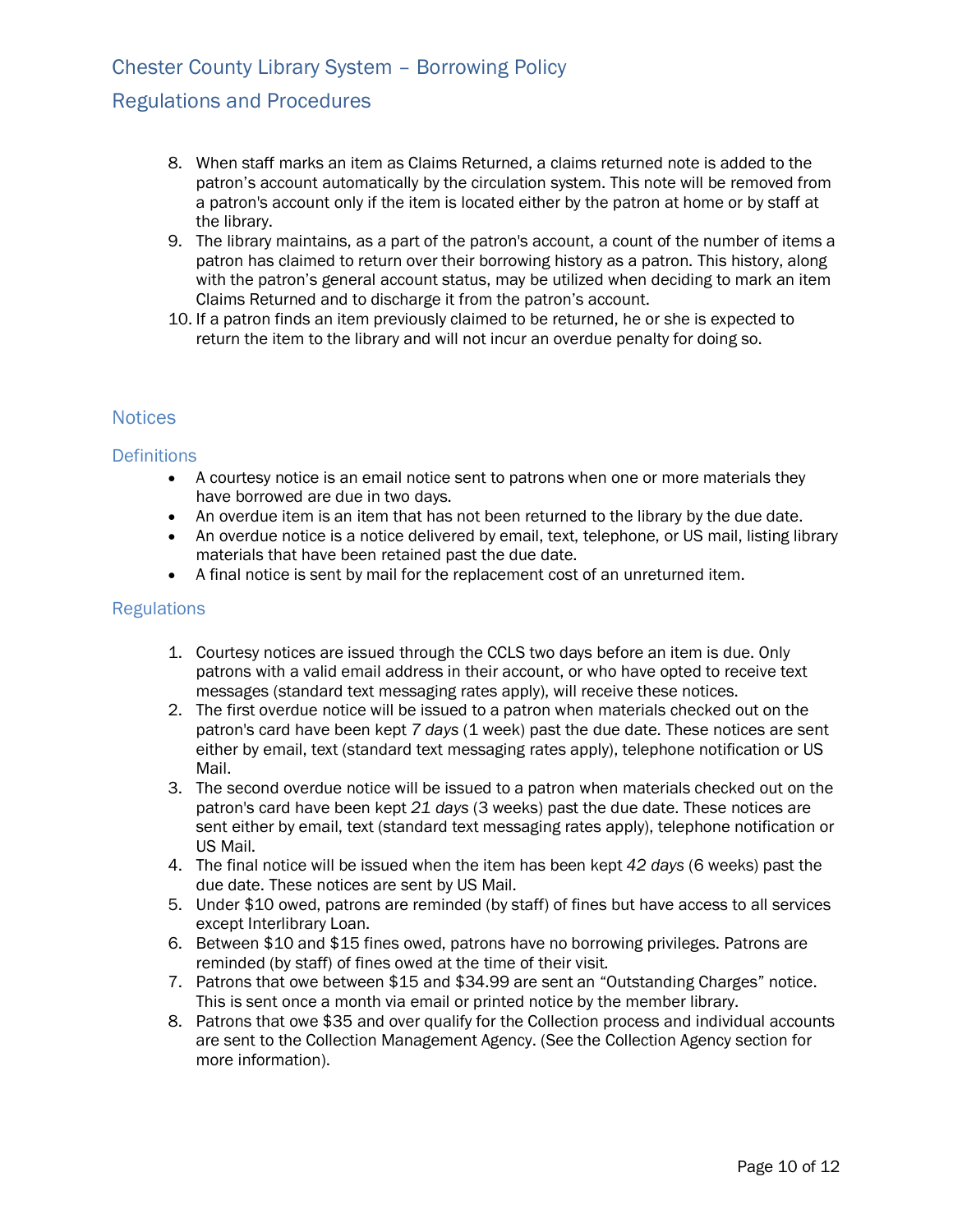8. When staff marks an item as Claims Returned, a claims returned note is added to the patron's account automatically by the circulation system. This note will be removed from a patron's account only if the item is located either by the patron at home or by staff at the library.
9. The library maintains, as a part of the patron's account, a count of the number of items a patron has claimed to return over their borrowing history as a patron. This history, along with the patron's general account status, may be utilized when deciding to mark an item Claims Returned and to discharge it from the patron's account.
10. If a patron finds an item previously claimed to be returned, he or she is expected to return the item to the library and will not incur an overdue penalty for doing so.

## Notices

### Definitions

- A courtesy notice is an email notice sent to patrons when one or more materials they have borrowed are due in two days.
- An overdue item is an item that has not been returned to the library by the due date.
- An overdue notice is a notice delivered by email, text, telephone, or US mail, listing library materials that have been retained past the due date.
- A final notice is sent by mail for the replacement cost of an unreturned item.

### Regulations

1. Courtesy notices are issued through the CCLS two days before an item is due. Only patrons with a valid email address in their account, or who have opted to receive text messages (standard text messaging rates apply), will receive these notices.
2. The first overdue notice will be issued to a patron when materials checked out on the patron's card have been kept *7 days* (1 week) past the due date. These notices are sent either by email, text (standard text messaging rates apply), telephone notification or US Mail.
3. The second overdue notice will be issued to a patron when materials checked out on the patron's card have been kept *21 days* (3 weeks) past the due date. These notices are sent either by email, text (standard text messaging rates apply), telephone notification or US Mail.
4. The final notice will be issued when the item has been kept *42 days* (6 weeks) past the due date. These notices are sent by US Mail.
5. Under $10 owed, patrons are reminded (by staff) of fines but have access to all services except Interlibrary Loan.
6. Between $10 and $15 fines owed, patrons have no borrowing privileges. Patrons are reminded (by staff) of fines owed at the time of their visit.
7. Patrons that owe between $15 and $34.99 are sent an "Outstanding Charges" notice. This is sent once a month via email or printed notice by the member library.
8. Patrons that owe $35 and over qualify for the Collection process and individual accounts are sent to the Collection Management Agency. (See the Collection Agency section for more information).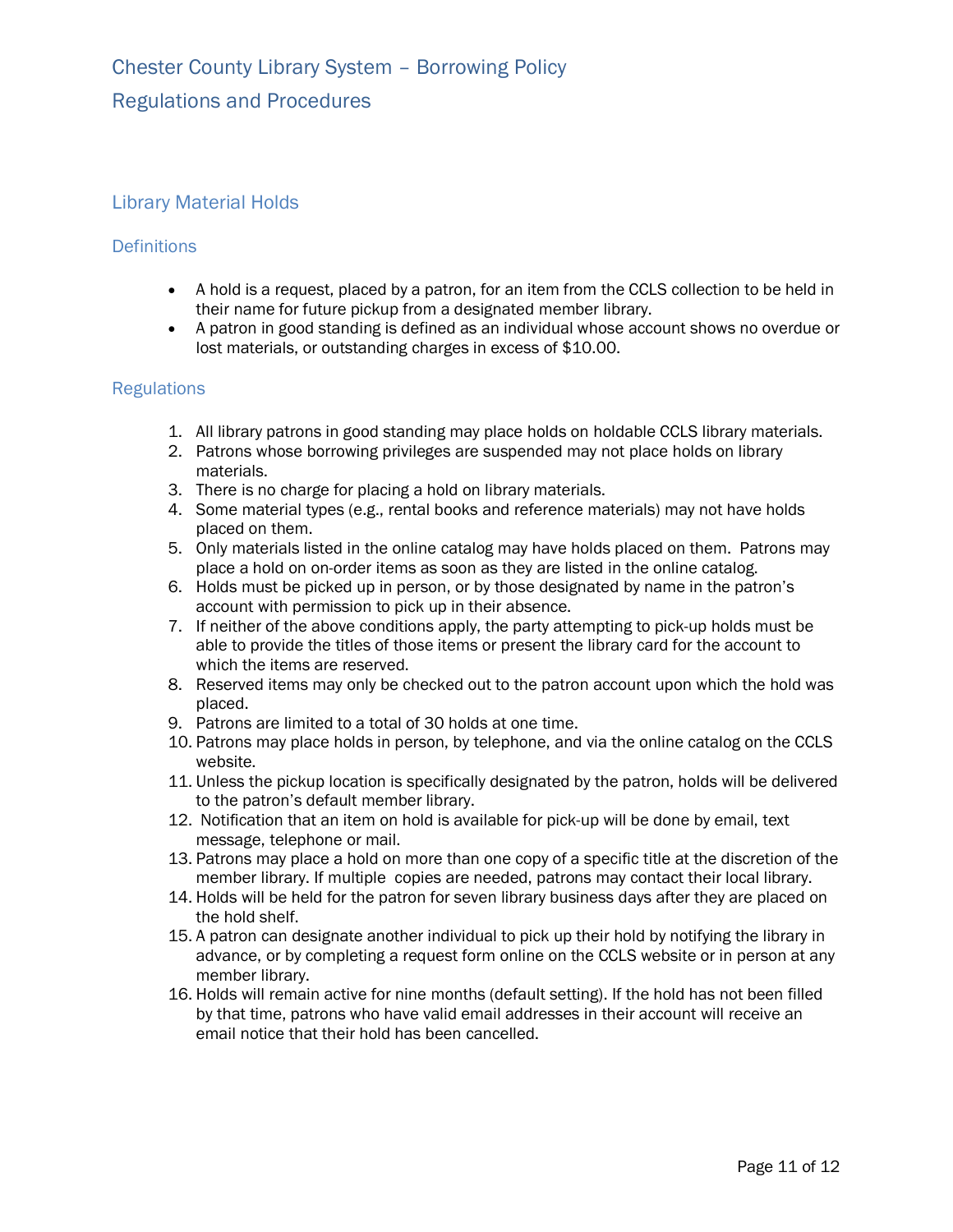# Chester County Library System – Borrowing Policy

## Regulations and Procedures

## Library Material Holds

### Definitions

- A hold is a request, placed by a patron, for an item from the CCLS collection to be held in their name for future pickup from a designated member library.
- A patron in good standing is defined as an individual whose account shows no overdue or lost materials, or outstanding charges in excess of $10.00.

### Regulations

1. All library patrons in good standing may place holds on holdable CCLS library materials.
2. Patrons whose borrowing privileges are suspended may not place holds on library materials.
3. There is no charge for placing a hold on library materials.
4. Some material types (e.g., rental books and reference materials) may not have holds placed on them.
5. Only materials listed in the online catalog may have holds placed on them. Patrons may place a hold on on-order items as soon as they are listed in the online catalog.
6. Holds must be picked up in person, or by those designated by name in the patron's account with permission to pick up in their absence.
7. If neither of the above conditions apply, the party attempting to pick-up holds must be able to provide the titles of those items or present the library card for the account to which the items are reserved.
8. Reserved items may only be checked out to the patron account upon which the hold was placed.
9. Patrons are limited to a total of 30 holds at one time.
10. Patrons may place holds in person, by telephone, and via the online catalog on the CCLS website.
11. Unless the pickup location is specifically designated by the patron, holds will be delivered to the patron's default member library.
12. Notification that an item on hold is available for pick-up will be done by email, text message, telephone or mail.
13. Patrons may place a hold on more than one copy of a specific title at the discretion of the member library. If multiple copies are needed, patrons may contact their local library.
14. Holds will be held for the patron for seven library business days after they are placed on the hold shelf.
15. A patron can designate another individual to pick up their hold by notifying the library in advance, or by completing a request form online on the CCLS website or in person at any member library.
16. Holds will remain active for nine months (default setting). If the hold has not been filled by that time, patrons who have valid email addresses in their account will receive an email notice that their hold has been cancelled.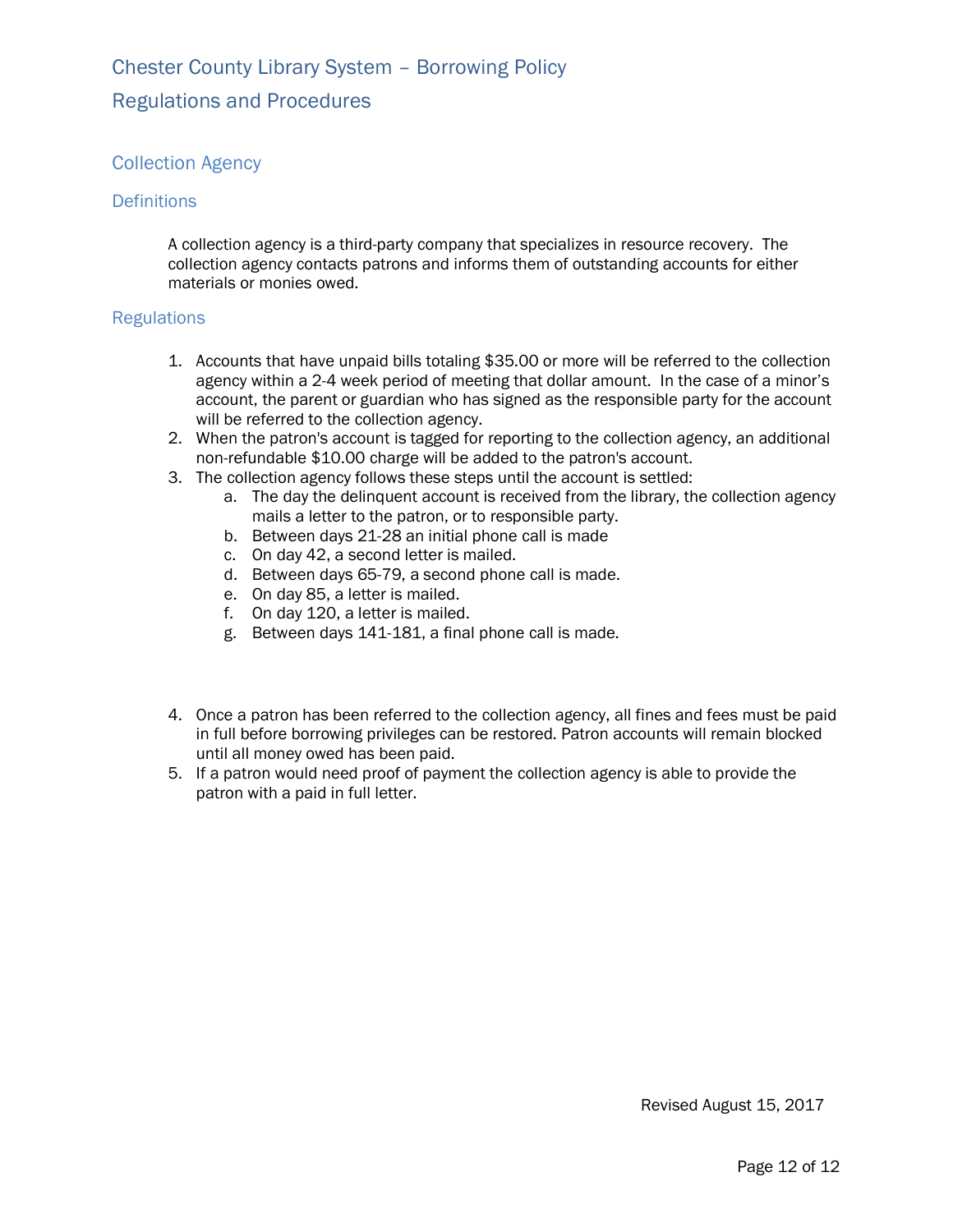# Chester County Library System – Borrowing Policy

## Regulations and Procedures

### Collection Agency

#### Definitions

A collection agency is a third-party company that specializes in resource recovery. The collection agency contacts patrons and informs them of outstanding accounts for either materials or monies owed.

#### Regulations

1. Accounts that have unpaid bills totaling $35.00 or more will be referred to the collection agency within a 2-4 week period of meeting that dollar amount. In the case of a minor's account, the parent or guardian who has signed as the responsible party for the account will be referred to the collection agency.
2. When the patron's account is tagged for reporting to the collection agency, an additional non-refundable $10.00 charge will be added to the patron's account.
3. The collection agency follows these steps until the account is settled:
    a. The day the delinquent account is received from the library, the collection agency mails a letter to the patron, or to responsible party.
    b. Between days 21-28 an initial phone call is made
    c. On day 42, a second letter is mailed.
    d. Between days 65-79, a second phone call is made.
    e. On day 85, a letter is mailed.
    f. On day 120, a letter is mailed.
    g. Between days 141-181, a final phone call is made.
4. Once a patron has been referred to the collection agency, all fines and fees must be paid in full before borrowing privileges can be restored. Patron accounts will remain blocked until all money owed has been paid.
5. If a patron would need proof of payment the collection agency is able to provide the patron with a paid in full letter.

Revised August 15, 2017